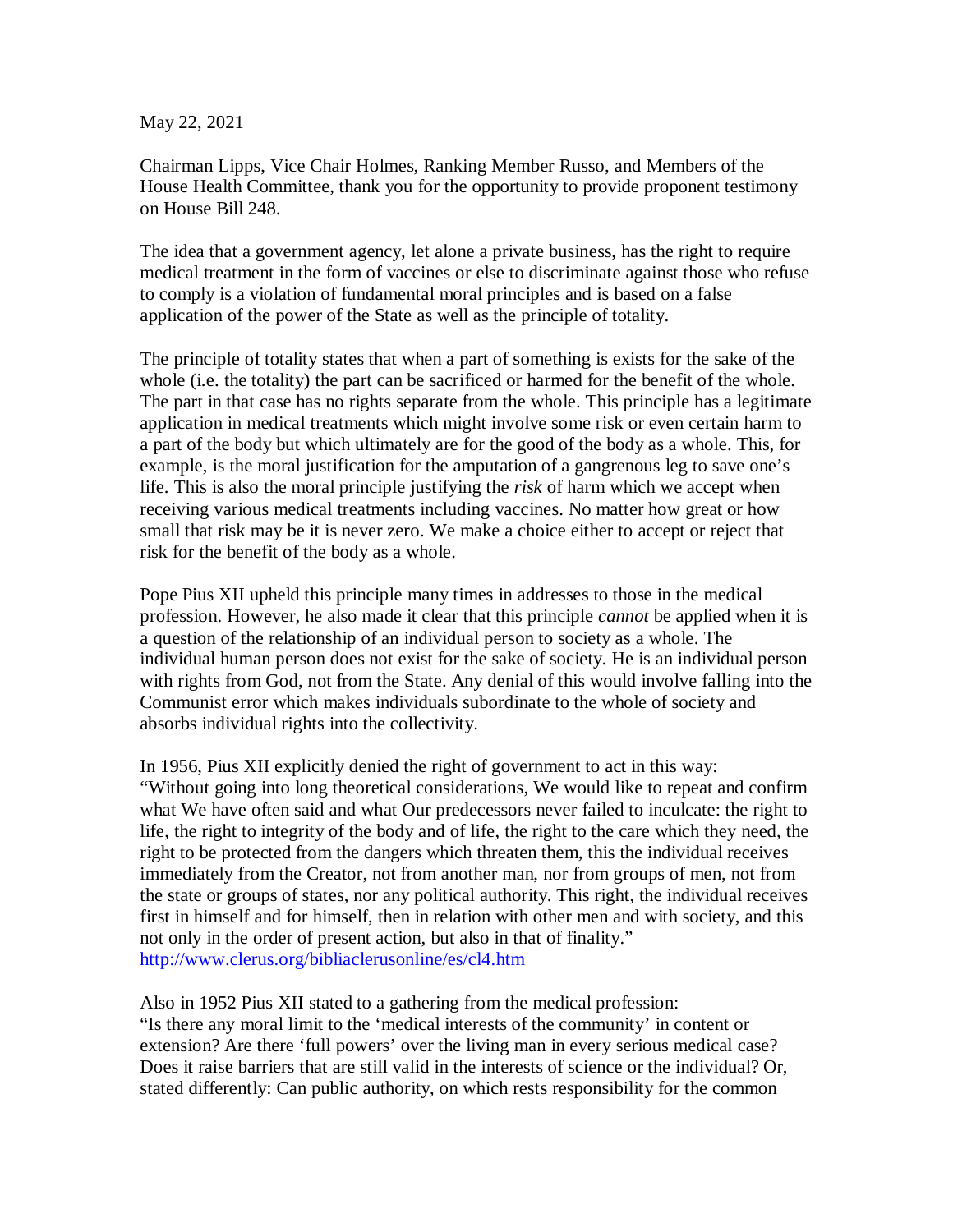May 22, 2021

Chairman Lipps, Vice Chair Holmes, Ranking Member Russo, and Members of the House Health Committee, thank you for the opportunity to provide proponent testimony on House Bill 248.

The idea that a government agency, let alone a private business, has the right to require medical treatment in the form of vaccines or else to discriminate against those who refuse to comply is a violation of fundamental moral principles and is based on a false application of the power of the State as well as the principle of totality.

The principle of totality states that when a part of something is exists for the sake of the whole (i.e. the totality) the part can be sacrificed or harmed for the benefit of the whole. The part in that case has no rights separate from the whole. This principle has a legitimate application in medical treatments which might involve some risk or even certain harm to a part of the body but which ultimately are for the good of the body as a whole. This, for example, is the moral justification for the amputation of a gangrenous leg to save one's life. This is also the moral principle justifying the *risk* of harm which we accept when receiving various medical treatments including vaccines. No matter how great or how small that risk may be it is never zero. We make a choice either to accept or reject that risk for the benefit of the body as a whole.

Pope Pius XII upheld this principle many times in addresses to those in the medical profession. However, he also made it clear that this principle *cannot* be applied when it is a question of the relationship of an individual person to society as a whole. The individual human person does not exist for the sake of society. He is an individual person with rights from God, not from the State. Any denial of this would involve falling into the Communist error which makes individuals subordinate to the whole of society and absorbs individual rights into the collectivity.

In 1956, Pius XII explicitly denied the right of government to act in this way:
"Without going into long theoretical considerations, We would like to repeat and confirm what We have often said and what Our predecessors never failed to inculcate: the right to life, the right to integrity of the body and of life, the right to the care which they need, the right to be protected from the dangers which threaten them, this the individual receives immediately from the Creator, not from another man, nor from groups of men, not from the state or groups of states, nor any political authority. This right, the individual receives first in himself and for himself, then in relation with other men and with society, and this not only in the order of present action, but also in that of finality."
http://www.clerus.org/bibliaclerusonline/es/cl4.htm

Also in 1952 Pius XII stated to a gathering from the medical profession:
"Is there any moral limit to the 'medical interests of the community' in content or extension? Are there 'full powers' over the living man in every serious medical case? Does it raise barriers that are still valid in the interests of science or the individual? Or, stated differently: Can public authority, on which rests responsibility for the common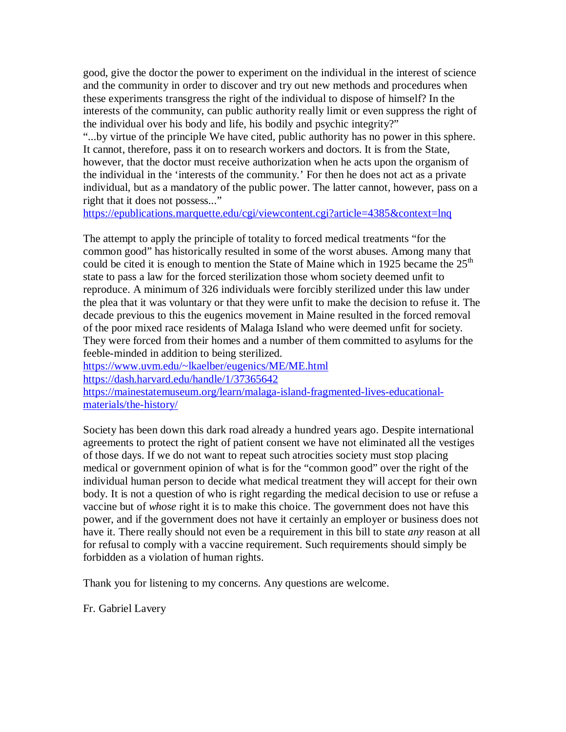good, give the doctor the power to experiment on the individual in the interest of science and the community in order to discover and try out new methods and procedures when these experiments transgress the right of the individual to dispose of himself? In the interests of the community, can public authority really limit or even suppress the right of the individual over his body and life, his bodily and psychic integrity?"

"...by virtue of the principle We have cited, public authority has no power in this sphere. It cannot, therefore, pass it on to research workers and doctors. It is from the State, however, that the doctor must receive authorization when he acts upon the organism of the individual in the 'interests of the community.' For then he does not act as a private individual, but as a mandatory of the public power. The latter cannot, however, pass on a right that it does not possess..."

https://epublications.marquette.edu/cgi/viewcontent.cgi?article=4385&context=lnq

The attempt to apply the principle of totality to forced medical treatments "for the common good" has historically resulted in some of the worst abuses. Among many that could be cited it is enough to mention the State of Maine which in 1925 became the 25th state to pass a law for the forced sterilization those whom society deemed unfit to reproduce. A minimum of 326 individuals were forcibly sterilized under this law under the plea that it was voluntary or that they were unfit to make the decision to refuse it. The decade previous to this the eugenics movement in Maine resulted in the forced removal of the poor mixed race residents of Malaga Island who were deemed unfit for society. They were forced from their homes and a number of them committed to asylums for the feeble-minded in addition to being sterilized.

https://www.uvm.edu/~lkaelber/eugenics/ME/ME.html

https://dash.harvard.edu/handle/1/37365642

https://mainestatemuseum.org/learn/malaga-island-fragmented-lives-educational-materials/the-history/

Society has been down this dark road already a hundred years ago. Despite international agreements to protect the right of patient consent we have not eliminated all the vestiges of those days. If we do not want to repeat such atrocities society must stop placing medical or government opinion of what is for the "common good" over the right of the individual human person to decide what medical treatment they will accept for their own body. It is not a question of who is right regarding the medical decision to use or refuse a vaccine but of *whose* right it is to make this choice. The government does not have this power, and if the government does not have it certainly an employer or business does not have it. There really should not even be a requirement in this bill to state *any* reason at all for refusal to comply with a vaccine requirement. Such requirements should simply be forbidden as a violation of human rights.

Thank you for listening to my concerns. Any questions are welcome.

Fr. Gabriel Lavery